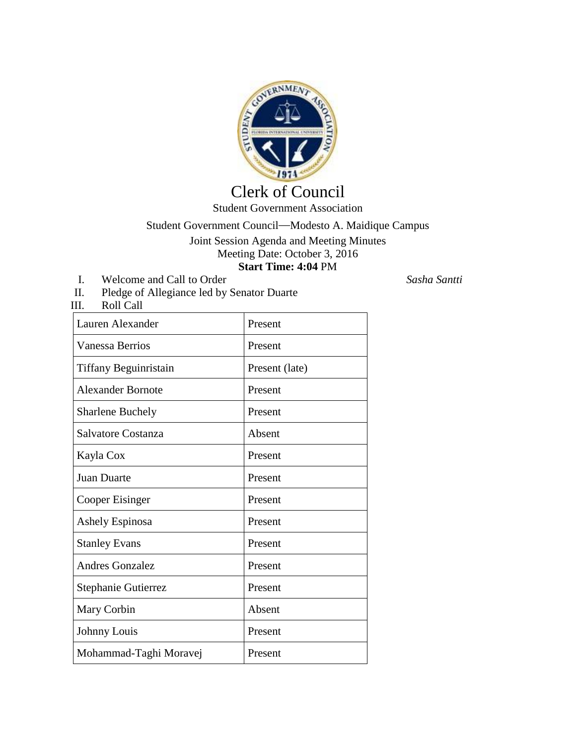# Clerk of Council

Student Government Association

Student Government Council—Modesto A. Maidique Campus

Joint Session Agenda and Meeting Minutes

Meeting Date: October 3, 2016

**Start Time: 4:04** PM

I. Welcome and Call to Order *Sasha Santti*

II. Pledge of Allegiance led by Senator Duarte

III. Roll Call

| Name | Status |
|---|---|
| Lauren Alexander | Present |
| Vanessa Berrios | Present |
| Tiffany Beguinristain | Present (late) |
| Alexander Bornote | Present |
| Sharlene Buchely | Present |
| Salvatore Costanza | Absent |
| Kayla Cox | Present |
| Juan Duarte | Present |
| Cooper Eisinger | Present |
| Ashely Espinosa | Present |
| Stanley Evans | Present |
| Andres Gonzalez | Present |
| Stephanie Gutierrez | Present |
| Mary Corbin | Absent |
| Johnny Louis | Present |
| Mohammad-Taghi Moravej | Present |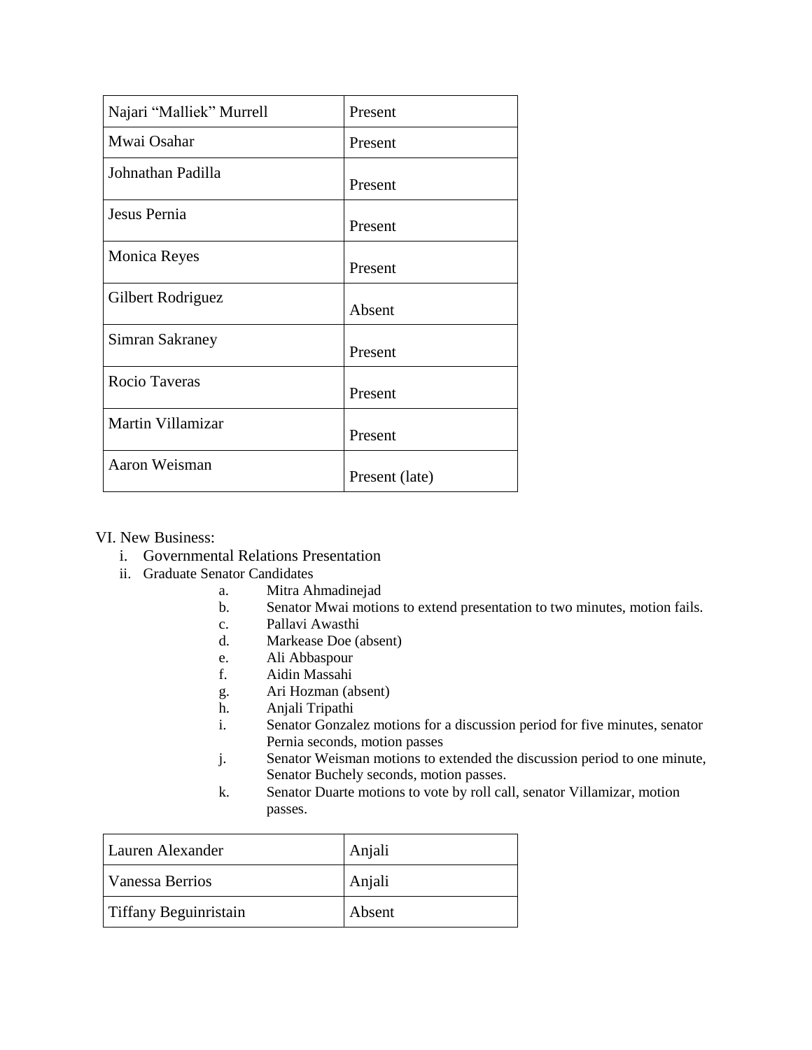| Najari "Malliek" Murrell | Present |
|---|---|
| Mwai Osahar | Present |
| Johnathan Padilla | Present |
| Jesus Pernia | Present |
| Monica Reyes | Present |
| Gilbert Rodriguez | Absent |
| Simran Sakraney | Present |
| Rocio Taveras | Present |
| Martin Villamizar | Present |
| Aaron Weisman | Present (late) |

VI. New Business:

i. Governmental Relations Presentation

ii. Graduate Senator Candidates

a. Mitra Ahmadinejad

b. Senator Mwai motions to extend presentation to two minutes, motion fails.

c. Pallavi Awasthi

d. Markease Doe (absent)

e. Ali Abbaspour

f. Aidin Massahi

g. Ari Hozman (absent)

h. Anjali Tripathi

i. Senator Gonzalez motions for a discussion period for five minutes, senator Pernia seconds, motion passes

j. Senator Weisman motions to extended the discussion period to one minute, Senator Buchely seconds, motion passes.

k. Senator Duarte motions to vote by roll call, senator Villamizar, motion passes.

| Lauren Alexander | Anjali |
|---|---|
| Vanessa Berrios | Anjali |
| Tiffany Beguinristain | Absent |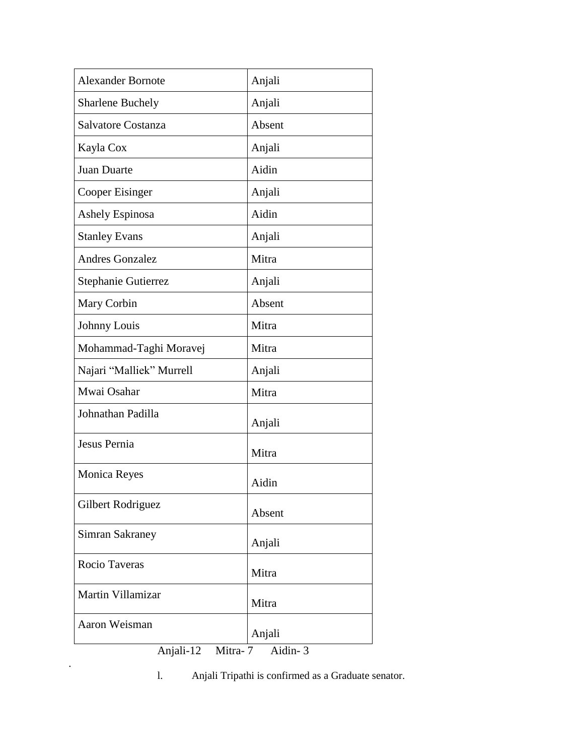| Alexander Bornote | Anjali |
| --- | --- |
| Sharlene Buchely | Anjali |
| Salvatore Costanza | Absent |
| Kayla Cox | Anjali |
| Juan Duarte | Aidin |
| Cooper Eisinger | Anjali |
| Ashely Espinosa | Aidin |
| Stanley Evans | Anjali |
| Andres Gonzalez | Mitra |
| Stephanie Gutierrez | Anjali |
| Mary Corbin | Absent |
| Johnny Louis | Mitra |
| Mohammad-Taghi Moravej | Mitra |
| Najari “Malliek” Murrell | Anjali |
| Mwai Osahar | Mitra |
| Johnathan Padilla | Anjali |
| Jesus Pernia | Mitra |
| Monica Reyes | Aidin |
| Gilbert Rodriguez | Absent |
| Simran Sakraney | Anjali |
| Rocio Taveras | Mitra |
| Martin Villamizar | Mitra |
| Aaron Weisman | Anjali |

Anjali-12 Mitra- 7 Aidin- 3

.

l. Anjali Tripathi is confirmed as a Graduate senator.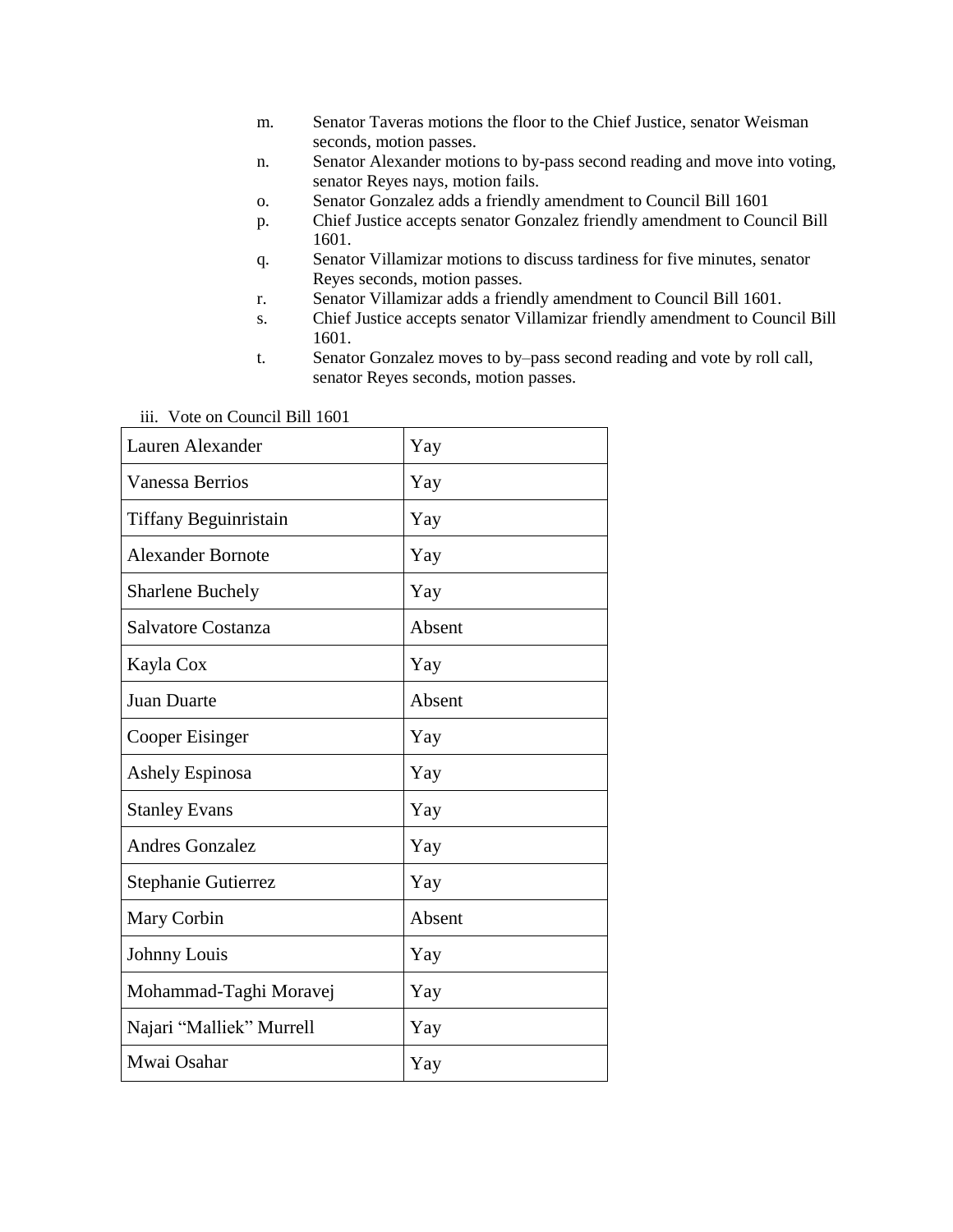m. Senator Taveras motions the floor to the Chief Justice, senator Weisman seconds, motion passes.
n. Senator Alexander motions to by-pass second reading and move into voting, senator Reyes nays, motion fails.
o. Senator Gonzalez adds a friendly amendment to Council Bill 1601
p. Chief Justice accepts senator Gonzalez friendly amendment to Council Bill 1601.
q. Senator Villamizar motions to discuss tardiness for five minutes, senator Reyes seconds, motion passes.
r. Senator Villamizar adds a friendly amendment to Council Bill 1601.
s. Chief Justice accepts senator Villamizar friendly amendment to Council Bill 1601.
t. Senator Gonzalez moves to by–pass second reading and vote by roll call, senator Reyes seconds, motion passes.

iii. Vote on Council Bill 1601

| | |
|---|---|
| Lauren Alexander | Yay |
| Vanessa Berrios | Yay |
| Tiffany Beguinristain | Yay |
| Alexander Bornote | Yay |
| Sharlene Buchely | Yay |
| Salvatore Costanza | Absent |
| Kayla Cox | Yay |
| Juan Duarte | Absent |
| Cooper Eisinger | Yay |
| Ashely Espinosa | Yay |
| Stanley Evans | Yay |
| Andres Gonzalez | Yay |
| Stephanie Gutierrez | Yay |
| Mary Corbin | Absent |
| Johnny Louis | Yay |
| Mohammad-Taghi Moravej | Yay |
| Najari "Malliek" Murrell | Yay |
| Mwai Osahar | Yay |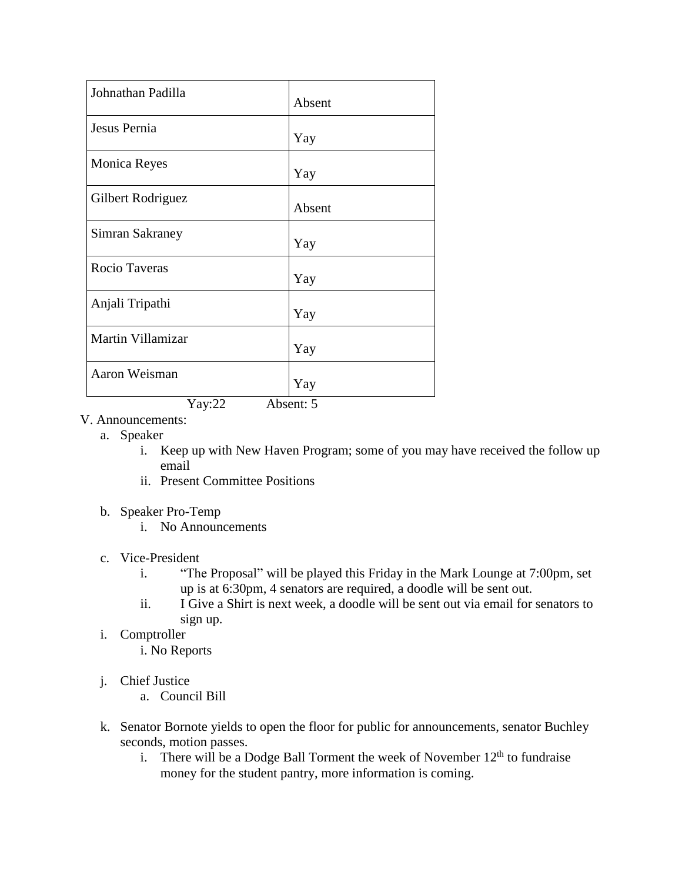| | |
|---|---|
| Johnathan Padilla | Absent |
| Jesus Pernia | Yay |
| Monica Reyes | Yay |
| Gilbert Rodriguez | Absent |
| Simran Sakraney | Yay |
| Rocio Taveras | Yay |
| Anjali Tripathi | Yay |
| Martin Villamizar | Yay |
| Aaron Weisman | Yay |

Yay:22 Absent: 5

V. Announcements:

a. Speaker
   i. Keep up with New Haven Program; some of you may have received the follow up email
   ii. Present Committee Positions

b. Speaker Pro-Temp
   i. No Announcements

c. Vice-President
   i. "The Proposal" will be played this Friday in the Mark Lounge at 7:00pm, set up is at 6:30pm, 4 senators are required, a doodle will be sent out.
   ii. I Give a Shirt is next week, a doodle will be sent out via email for senators to sign up.

i. Comptroller
   i. No Reports

j. Chief Justice
   a. Council Bill

k. Senator Bornote yields to open the floor for public for announcements, senator Buchley seconds, motion passes.
   i. There will be a Dodge Ball Torment the week of November 12th to fundraise money for the student pantry, more information is coming.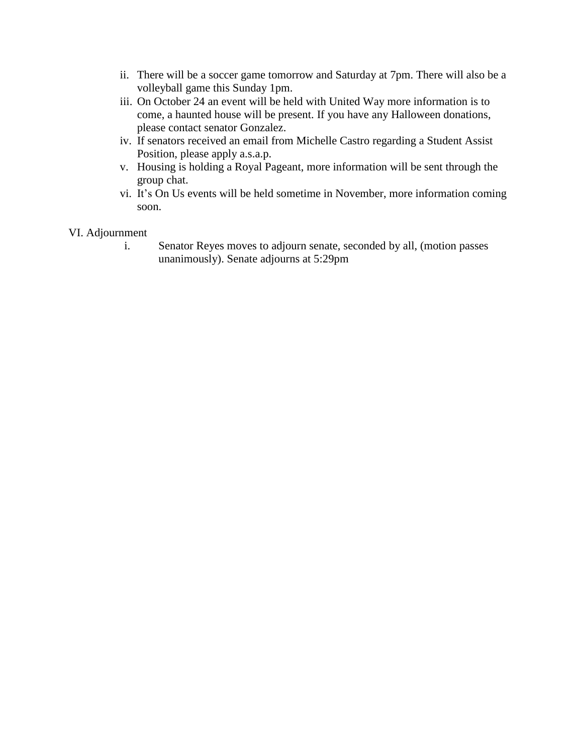ii. There will be a soccer game tomorrow and Saturday at 7pm. There will also be a volleyball game this Sunday 1pm.

iii. On October 24 an event will be held with United Way more information is to come, a haunted house will be present. If you have any Halloween donations, please contact senator Gonzalez.

iv. If senators received an email from Michelle Castro regarding a Student Assist Position, please apply a.s.a.p.

v. Housing is holding a Royal Pageant, more information will be sent through the group chat.

vi. It's On Us events will be held sometime in November, more information coming soon.

VI. Adjournment

i. Senator Reyes moves to adjourn senate, seconded by all, (motion passes unanimously). Senate adjourns at 5:29pm